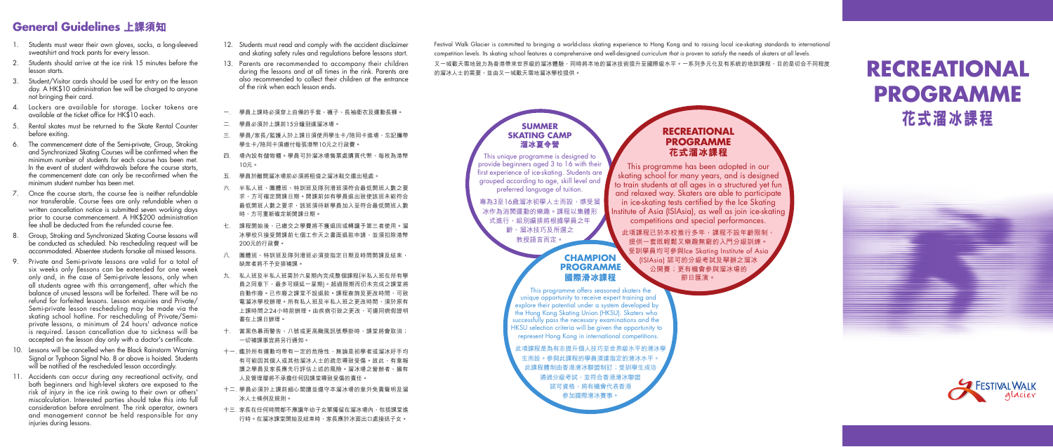## General Guidelines 上課須知

1. Students must wear their own gloves, socks, a long-sleeved sweatshirt and track pants for every lesson.
2. Students should arrive at the ice rink 15 minutes before the lesson starts.
3. Student/Visitor cards should be used for entry on the lesson day. A HK$10 administration fee will be charged to anyone not bringing their card.
4. Lockers are available for storage. Locker tokens are available at the ticket office for HK$10 each.
5. Rental skates must be returned to the Skate Rental Counter before exiting.
6. The commencement date of the Semi-private, Group, Stroking and Synchronized Skating Courses will be confirmed when the minimum number of students for each course has been met. In the event of student withdrawals before the course starts, the commencement date can only be re-confirmed when the minimum student number has been met.
7. Once the course starts, the course fee is neither refundable nor transferable. Course fees are only refundable when a written cancellation notice is submitted seven working days prior to course commencement. A HK$200 administration fee shall be deducted from the refunded course fee.
8. Group, Stroking and Synchronized Skating Course lessons will be conducted as scheduled. No rescheduling request will be accommodated. Absentee students forsake all missed lessons.
9. Private and Semi-private lessons are valid for a total of six weeks only (lessons can be extended for one week only, in the case of Semi-private lessons, only when all students agree with this arrangement), after which the balance of unused lessons will be forfeited. There will be no refund for forfeited lessons. Lesson enquiries and Private/Semi-private lesson rescheduling may be made via the skating school hotline. For rescheduling of Private/Semi-private lessons, a minimum of 24 hours' advance notice is required. Lesson cancellation due to sickness will be accepted on the lesson day only with a doctor's certificate.
10. Lessons will be cancelled when the Black Rainstorm Warning Signal or Typhoon Signal No. 8 or above is hoisted. Students will be notified of the rescheduled lesson accordingly.
11. Accidents can occur during any recreational activity, and both beginners and high-level skaters are exposed to the risk of injury in the ice rink owing to their own or others' miscalculation. Interested parties should take this into full consideration before enrolment. The rink operator, owners and management cannot be held responsible for any injuries during lessons.
12. Students must read and comply with the accident disclaimer and skating safety rules and regulations before lessons start.
13. Parents are recommended to accompany their children during the lessons and at all times in the rink. Parents are also recommended to collect their children at the entrance of the rink when each lesson ends.

一、學員上課時必須穿上自備的手套、襪子、長袖衛衣及運動長褲。

二、學員必須於上課前15分鐘到達溜冰場。

三、學員/家長/監護人於上課日須使用學生卡/陪同卡進場，忘記攜帶學生卡/陪同卡須繳付每張港幣10元之行政費。

四、場內設有儲物櫃。學員可於溜冰場售票處購買代幣，每枚為港幣10元。

五、學員於離開溜冰場前必須將租借之溜冰鞋交還出租處。

六、半私人班、團體班、特訓班及隊列滑班須符合最低開班人數之要求，方可確定開課日期。開課前如有學員退出致使該班未能符合最低開班人數之要求，該班須待新學員加入至符合最低開班人數時，方可重新確定新開課日期。

七、課程開始後，已繳交之學費將不獲退回或轉讓予第三者使用。溜冰學校只接受開課前七個工作天之書面退款申請，並須扣除港幣200元的行政費。

八、團體班、特訓班及隊列滑班必須按指定日期及時間開課及結束，缺席者將不予安排補課。

九、私人班及半私人班需於六星期內完成整個課程(半私人班在所有學員之同意下，最多可順延一星期)。逾過限期而仍未完成之課堂將自動作廢。已作廢之課堂不設退款。課程查詢及更改時間，可致電溜冰學校辦理。所有私人班及半私人班之更改時間，須於原有上課時間之24小時前辦理。由疾病引致之更改，可憑同病假證明書在上課日辦理。

十、當黑色暴雨警告、八號或更高颱風訊號懸掛時，課堂將會取消；一切補課事宜將另行通知。

十一、鑑於所有運動均帶有一定的危險性，無論是初學者或溜冰好手均有可能因其個人或其他溜冰人士的疏忽導致受傷。故此，有意報讀之學員及家長應先行評估上述的風險。溜冰場之營辦者、擁有人及管理層將不承擔任何因課堂導致受傷的責任。

十二、學員必須於上課前細心閱讀並遵守本溜冰場的意外免責聲明及溜冰人士條例及規則。

十三、家長在任何時間都不應讓年幼子女單獨留在溜冰場內，包括課堂進行時。在溜冰課堂開始及結束時，家長應於冰面出口處接送子女。

Festival Walk Glacier is committed to bringing a world-class skating experience to Hong Kong and to raising local ice-skating standards to international competition levels. Its skating school features a comprehensive and well-designed curriculum that is proven to satisfy the needs of skaters at all levels.

又一城歡天雪地致力為香港帶來世界級的溜冰體驗，同時將本地的溜冰技術提升至國際級水平。一系列多元化及有系統的培訓課程，目的是切合不同程度的溜冰人士的需要，並由又一城歡天雪地溜冰學校提供。

### SUMMER SKATING CAMP 溜冰夏令營

This unique programme is designed to provide beginners aged 3 to 16 with their first experience of ice-skating. Students are grouped according to age, skill level and preferred language of tuition.

專為3至16歲溜冰初學人士而設，感受溜冰作為消閒運動的樂趣。課程以集體形式進行，組別編排將根據學員之年齡、溜冰技巧及所選之教授語言而定。

### RECREATIONAL PROGRAMME 花式溜冰課程

This programme has been adopted in our skating school for many years, and is designed to train students at all ages in a structured yet fun and relaxed way. Skaters are able to participate in ice-skating tests certified by the Ice Skating Institute of Asia (ISIAsia), as well as join ice-skating competitions and special performances.

此項課程已於本校推行多年，課程不設年齡限制，提供一套既輕鬆又樂趣無窮的入門分級訓練。受訓學員均可參與Ice Skating Institute of Asia (ISIAsia) 認可的分級考試及舉辦之溜冰公開賽；更有機會參與溜冰場的節日匯演。

### CHAMPION PROGRAMME 國際滑冰課程

This programme offers seasoned skaters the unique opportunity to receive expert training and explore their potential under a system developed by the Hong Kong Skating Union (HKSU). Skaters who successfully pass the necessary examinations and the HKSU selection criteria will be given the opportunity to represent Hong Kong in international competitions.

此項課程是為有志提升個人技巧至世界級水平的滑冰學生而設。參與此課程的學員須達指定的滑冰水平。此課程體制由香港滑冰聯盟制訂；受訓學生成功通過分級考試，並符合香港滑冰聯盟認可資格，將有機會代表香港參加國際滑冰賽事。

# RECREATIONAL PROGRAMME 花式溜冰課程

FESTIVAL WALK glacier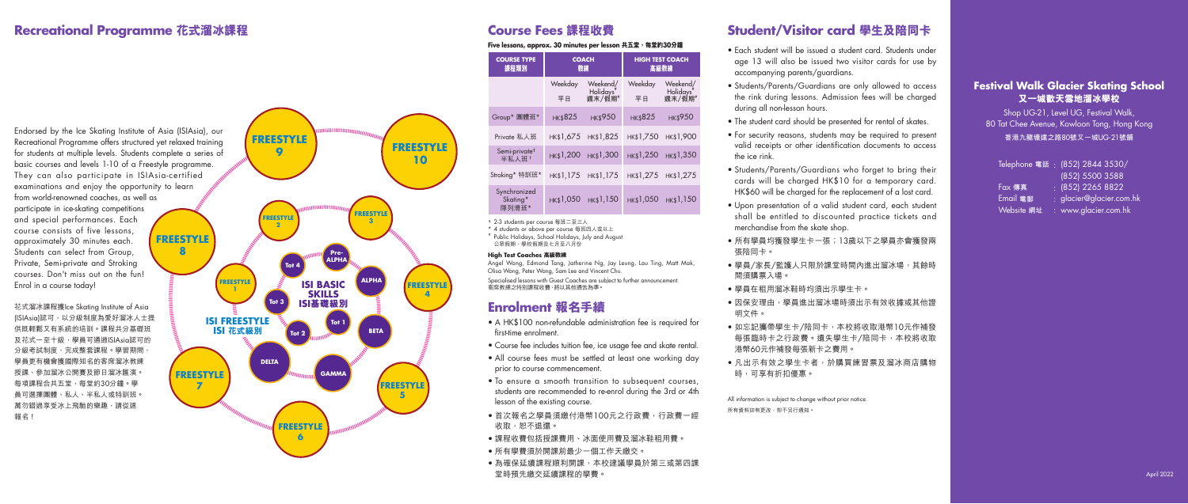# Recreational Programme 花式溜冰課程

Endorsed by the Ice Skating Institute of Asia (ISIAsia), our Recreational Programme offers structured yet relaxed training for students at multiple levels. Students complete a series of basic courses and levels 1-10 of a Freestyle programme. They can also participate in ISIAsia-certified examinations and enjoy the opportunity to learn from world-renowned coaches, as well as participate in ice-skating competitions and special performances. Each course consists of five lessons, approximately 30 minutes each. Students can select from Group, Private, Semi-private and Stroking courses. Don't miss out on the fun! Enrol in a course today!

花式溜冰課程獲Ice Skating Institute of Asia (ISIAsia)認可，以分級制度為愛好溜冰人士提供既輕鬆又有系統的培訓。課程共分基礎班及花式一至十級，學員可通過ISIAsia認可的分級考試制度，完成整套課程。學習期間，學員更有機會獲國際知名的客席溜冰教練授課、參加溜冰公開賽及節日溜冰匯演。每項課程合共五堂，每堂約30分鐘。學員可選擇團體、私人、半私人或特訓班。萬勿錯過享受冰上飛馳的樂趣，請從速報名！

ISI BASIC SKILLS ISI基礎級別

Tot 1
Tot 2
Tot 3
Tot 4
Pre-ALPHA
ALPHA
BETA
GAMMA
DELTA

ISI FREESTYLE ISI 花式級別

FREESTYLE 1
FREESTYLE 2
FREESTYLE 3
FREESTYLE 4
FREESTYLE 5
FREESTYLE 6
FREESTYLE 7
FREESTYLE 8
FREESTYLE 9
FREESTYLE 10

## Course Fees 課程收費

**Five lessons, approx. 30 minutes per lesson 共五堂，每堂約30分鐘**

| COURSE TYPE 課程類別 | COACH 教練 | | HIGH TEST COACH 高級教練 | |
|---|---|---|---|---|
| | Weekday 平日 | Weekend/Holidays# 週末/假期# | Weekday 平日 | Weekend/Holidays# 週末/假期# |
| Group* 團體班* | HK$825 | HK$950 | HK$825 | HK$950 |
| Private 私人班 | HK$1,675 | HK$1,825 | HK$1,750 | HK$1,900 |
| Semi-private† 半私人班† | HK$1,200 | HK$1,300 | HK$1,250 | HK$1,350 |
| Stroking* 特訓班* | HK$1,175 | HK$1,175 | HK$1,275 | HK$1,275 |
| Synchronized Skating* 隊列滑班* | HK$1,050 | HK$1,150 | HK$1,050 | HK$1,150 |

† 2-3 students per course 每班二至三人
\* 4 students or above per course 每班四人或以上
\# Public Holidays, School Holidays, July and August 公眾假期、學校假期及七月至八月份

**High Test Coaches 高級教練**

Angel Wong, Edmond Tang, Jatherine Ng, Jay Leung, Lau Ting, Matt Mak, Olisa Wong, Peter Wong, Sam Lee and Vincent Chu.

Specialised lessons with Guest Coaches are subject to further announcement.
客席教練之特別課程收費，將以其他通告為準。

## Enrolment 報名手續

- A HK$100 non-refundable administration fee is required for first-time enrolment.
- Course fee includes tuition fee, ice usage fee and skate rental.
- All course fees must be settled at least one working day prior to course commencement.
- To ensure a smooth transition to subsequent courses, students are recommended to re-enrol during the 3rd or 4th lesson of the existing course.
- 首次報名之學員須繳付港幣100元之行政費，行政費一經收取，恕不退還。
- 課程收費包括授課費用、冰面使用費及溜冰鞋租用費。
- 所有學費須於開課前最少一個工作天繳交。
- 為確保延續課程順利開課，本校建議學員於第三或第四課堂時預先繳交延續課程的學費。

## Student/Visitor card 學生及陪同卡

- Each student will be issued a student card. Students under age 13 will also be issued two visitor cards for use by accompanying parents/guardians.
- Students/Parents/Guardians are only allowed to access the rink during lessons. Admission fees will be charged during all non-lesson hours.
- The student card should be presented for rental of skates.
- For security reasons, students may be required to present valid receipts or other identification documents to access the ice rink.
- Students/Parents/Guardians who forget to bring their cards will be charged HK$10 for a temporary card. HK$60 will be charged for the replacement of a lost card.
- Upon presentation of a valid student card, each student shall be entitled to discounted practice tickets and merchandise from the skate shop.
- 所有學員均獲發學生卡一張；13歲以下之學員亦會獲發兩張陪同卡。
- 學員/家長/監護人只限於課堂時間內進出溜冰場，其餘時間須購票入場。
- 學員在租用溜冰鞋時均須出示學生卡。
- 因保安理由，學員進出溜冰場時須出示有效收據或其他證明文件。
- 如忘記攜帶學生卡/陪同卡，本校將收取港幣10元作補發每張臨時卡之行政費。遺失學生卡/陪同卡，本校將收取港幣60元作補發每張新卡之費用。
- 凡出示有效之學生卡者，於購買練習票及溜冰商店購物時，可享有折扣優惠。

All information is subject to change without prior notice.
所有資料如有更改，恕不另行通知。

## Festival Walk Glacier Skating School 又一城歡天雪地溜冰學校

Shop UG-21, Level UG, Festival Walk, 80 Tat Chee Avenue, Kowloon Tong, Hong Kong
香港九龍塘達之路80號又一城UG-21號舖

| | |
|---|---|
| Telephone 電話 | : (852) 2844 3530/ (852) 5500 3588 |
| Fax 傳真 | : (852) 2265 8822 |
| Email 電郵 | : glacier@glacier.com.hk |
| Website 網址 | : www.glacier.com.hk |

April 2022